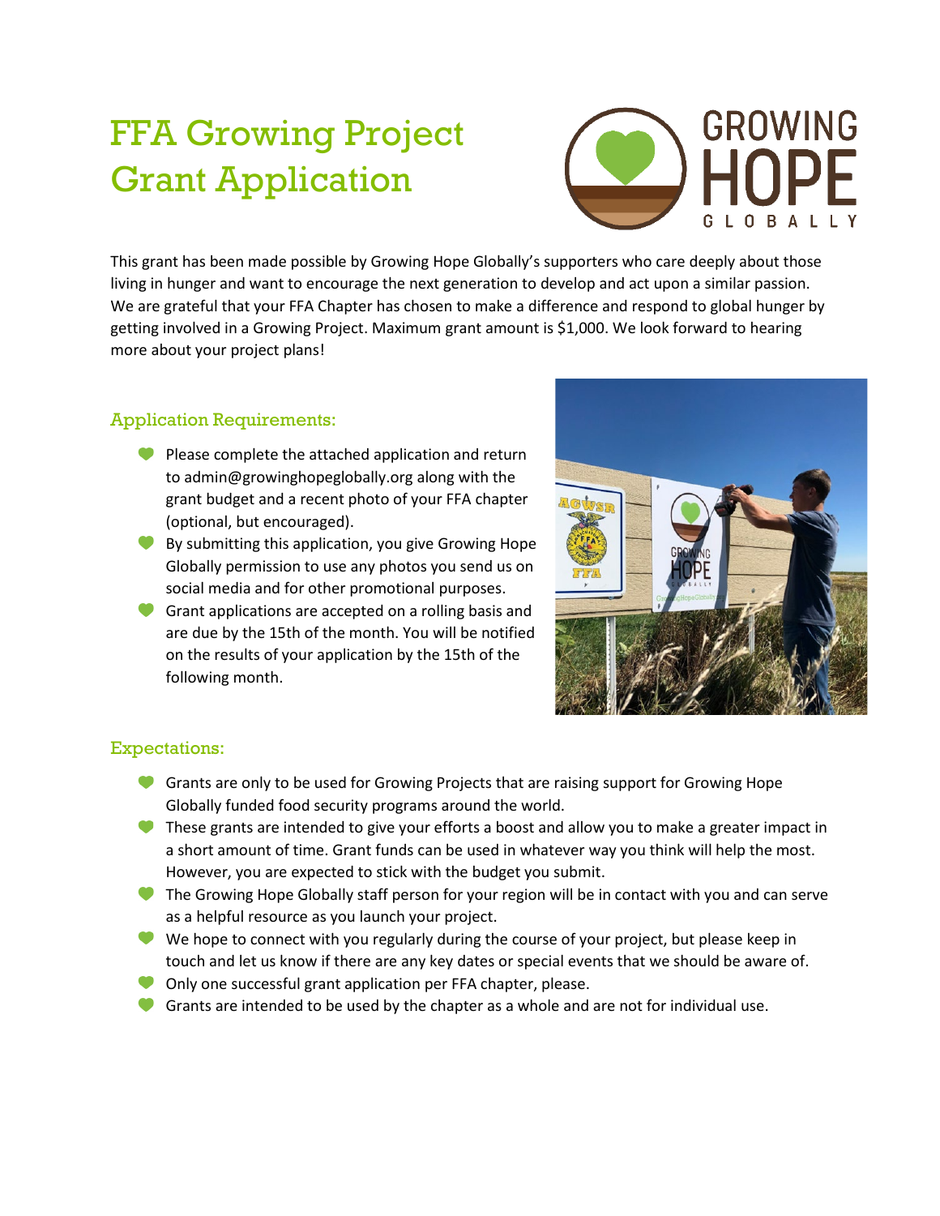# FFA Growing Project Grant Application

This grant has been made possible by Growing Hope Globally's supporters who care deeply about those living in hunger and want to encourage the next generation to develop and act upon a similar passion. We are grateful that your FFA Chapter has chosen to make a difference and respond to global hunger by getting involved in a Growing Project. Maximum grant amount is $1,000. We look forward to hearing more about your project plans!

## Application Requirements:

- Please complete the attached application and return to admin@growinghopeglobally.org along with the grant budget and a recent photo of your FFA chapter (optional, but encouraged).
- By submitting this application, you give Growing Hope Globally permission to use any photos you send us on social media and for other promotional purposes.
- Grant applications are accepted on a rolling basis and are due by the 15th of the month. You will be notified on the results of your application by the 15th of the following month.

## Expectations:

- Grants are only to be used for Growing Projects that are raising support for Growing Hope Globally funded food security programs around the world.
- These grants are intended to give your efforts a boost and allow you to make a greater impact in a short amount of time. Grant funds can be used in whatever way you think will help the most. However, you are expected to stick with the budget you submit.
- The Growing Hope Globally staff person for your region will be in contact with you and can serve as a helpful resource as you launch your project.
- We hope to connect with you regularly during the course of your project, but please keep in touch and let us know if there are any key dates or special events that we should be aware of.
- Only one successful grant application per FFA chapter, please.
- Grants are intended to be used by the chapter as a whole and are not for individual use.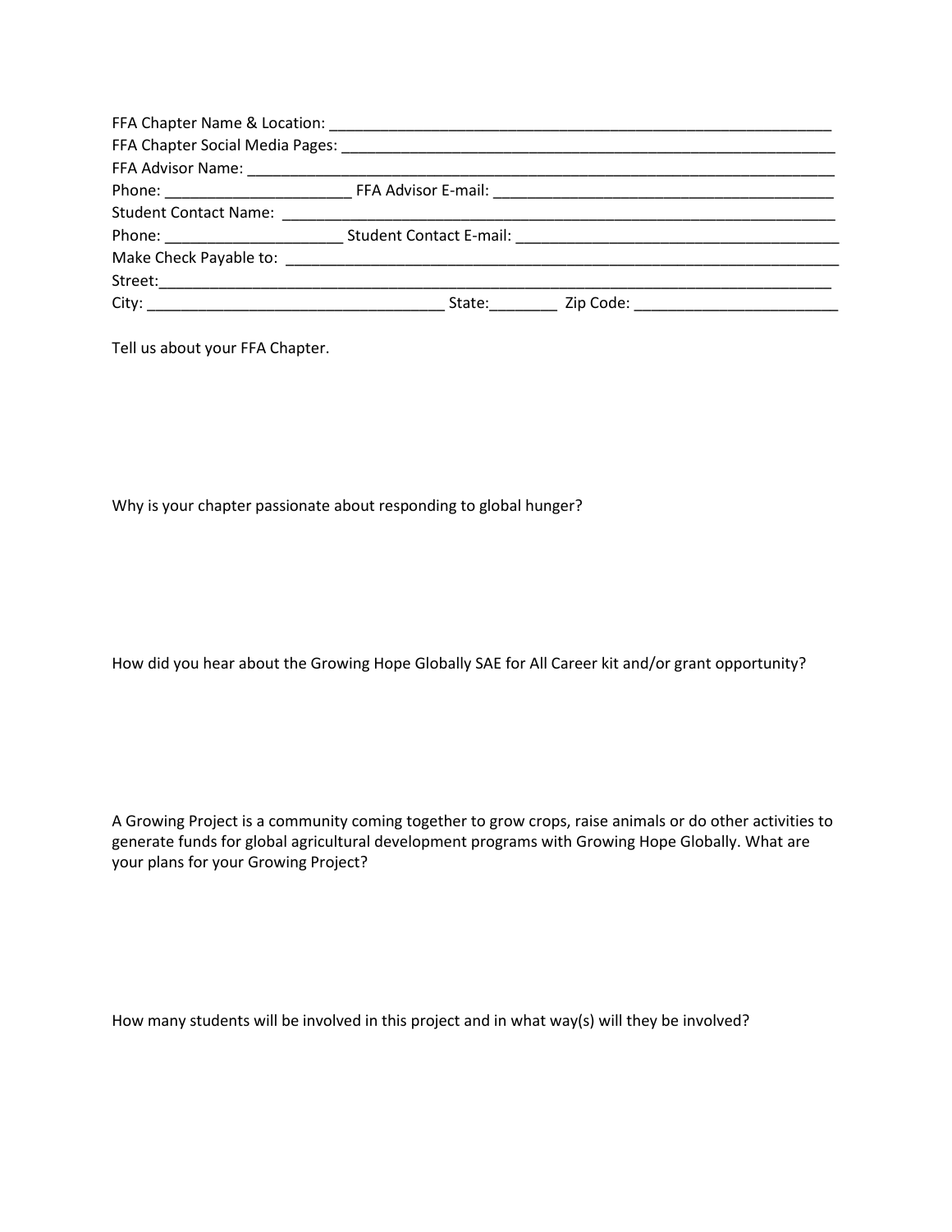FFA Chapter Name & Location: ___________________________________________________________

FFA Chapter Social Media Pages: _________________________________________________________

FFA Advisor Name: _____________________________________________________________________

Phone: _____________________ FFA Advisor E-mail: _______________________________________

Student Contact Name: __________________________________________________________________

Phone: ____________________ Student Contact E-mail: _____________________________________

Make Check Payable to: _________________________________________________________________

Street:_________________________________________________________________________________

City: __________________________________ State:________ Zip Code: ________________________

Tell us about your FFA Chapter.

Why is your chapter passionate about responding to global hunger?

How did you hear about the Growing Hope Globally SAE for All Career kit and/or grant opportunity?

A Growing Project is a community coming together to grow crops, raise animals or do other activities to generate funds for global agricultural development programs with Growing Hope Globally. What are your plans for your Growing Project?

How many students will be involved in this project and in what way(s) will they be involved?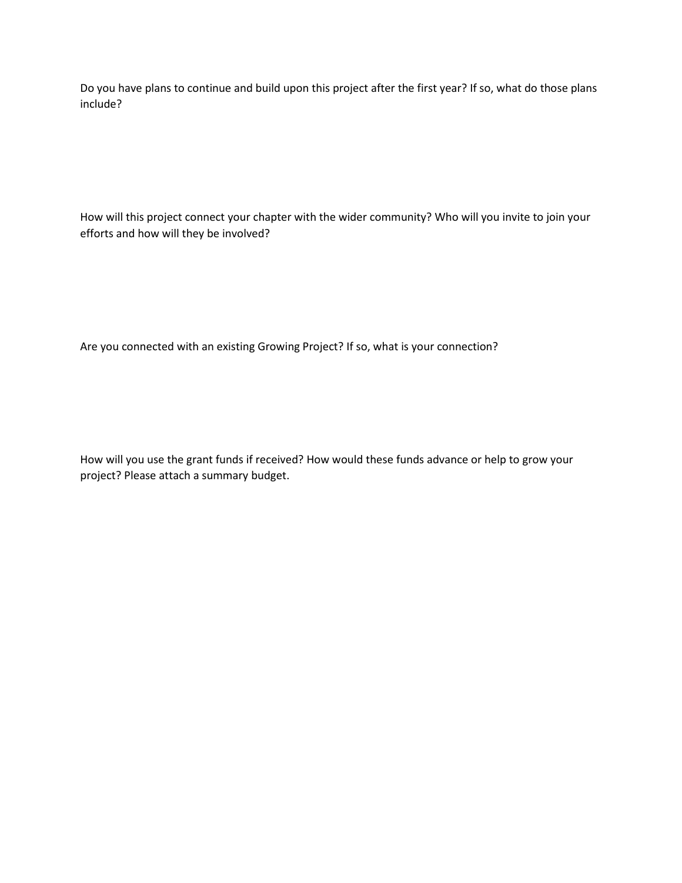Do you have plans to continue and build upon this project after the first year? If so, what do those plans include?

How will this project connect your chapter with the wider community? Who will you invite to join your efforts and how will they be involved?

Are you connected with an existing Growing Project? If so, what is your connection?

How will you use the grant funds if received? How would these funds advance or help to grow your project? Please attach a summary budget.